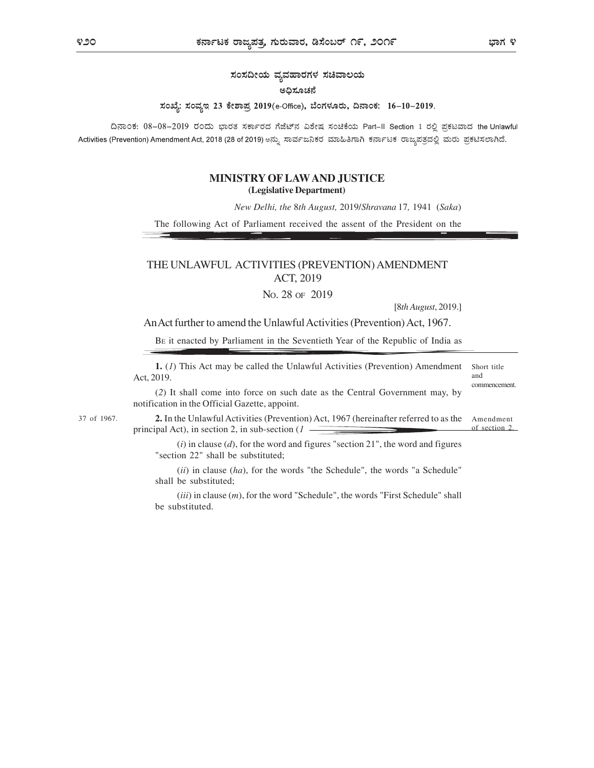ಸಂಸದೀಯ ವ್ಯವಹಾರಗಳ ಸಚಿವಾಲಯ

ಅಧಿಸೂಚನೆ

**ಸಂಖ್ಯೆ: ಸಂವ್ಯಇ 23 ಕೇಶಾಪ್ರ 2019(e-Office), ಬೆಂಗಳೂರು, ದಿನಾಂಕ: 16–10–2019.**

ದಿನಾಂಕ: 08–08–2019 ರಂದು ಭಾರತ ಸರ್ಕಾರದ ಗೆಜೆಟ್‌ನ ವಿಶೇಷ ಸಂಚಿಕೆಯ Part–II Section 1 ರಲ್ಲಿ ಪ್ರಕಟವಾದ the Unlawful Activities (Prevention) Amendment Act, 2018 (28 of 2019) ಅನ್ನು ಸಾರ್ವಜನಿಕರ ಮಾಹಿತಿಗಾಗಿ ಕರ್ನಾಟಕ ರಾಜ್ಯಪತ್ರದಲ್ಲಿ ಮರು ಪ್ರಕಟಿಸಲಾಗಿದೆ.

## MINISTRY OF LAW AND JUSTICE

**(Legislative Department)**

*New Delhi, the* 8*th August,* 2019/*Shravana* 17, 1941 (*Saka*)

The following Act of Parliament received the assent of the President on the

## THE UNLAWFUL ACTIVITIES (PREVENTION) AMENDMENT ACT, 2019

No. 28 of 2019

[8*th August*, 2019.]

An Act further to amend the Unlawful Activities (Prevention) Act, 1967.

Be it enacted by Parliament in the Seventieth Year of the Republic of India as

Short title and commencement.

**1.** (*1*) This Act may be called the Unlawful Activities (Prevention) Amendment Act, 2019.

(*2*) It shall come into force on such date as the Central Government may, by notification in the Official Gazette, appoint.

37 of 1967.

Amendment of section 2.

**2.** In the Unlawful Activities (Prevention) Act, 1967 (hereinafter referred to as the principal Act), in section 2, in sub-section (*1*

(*i*) in clause (*d*), for the word and figures "section 21", the word and figures "section 22" shall be substituted;

(*ii*) in clause (*ha*), for the words "the Schedule", the words "a Schedule" shall be substituted;

(*iii*) in clause (*m*), for the word "Schedule", the words "First Schedule" shall be substituted.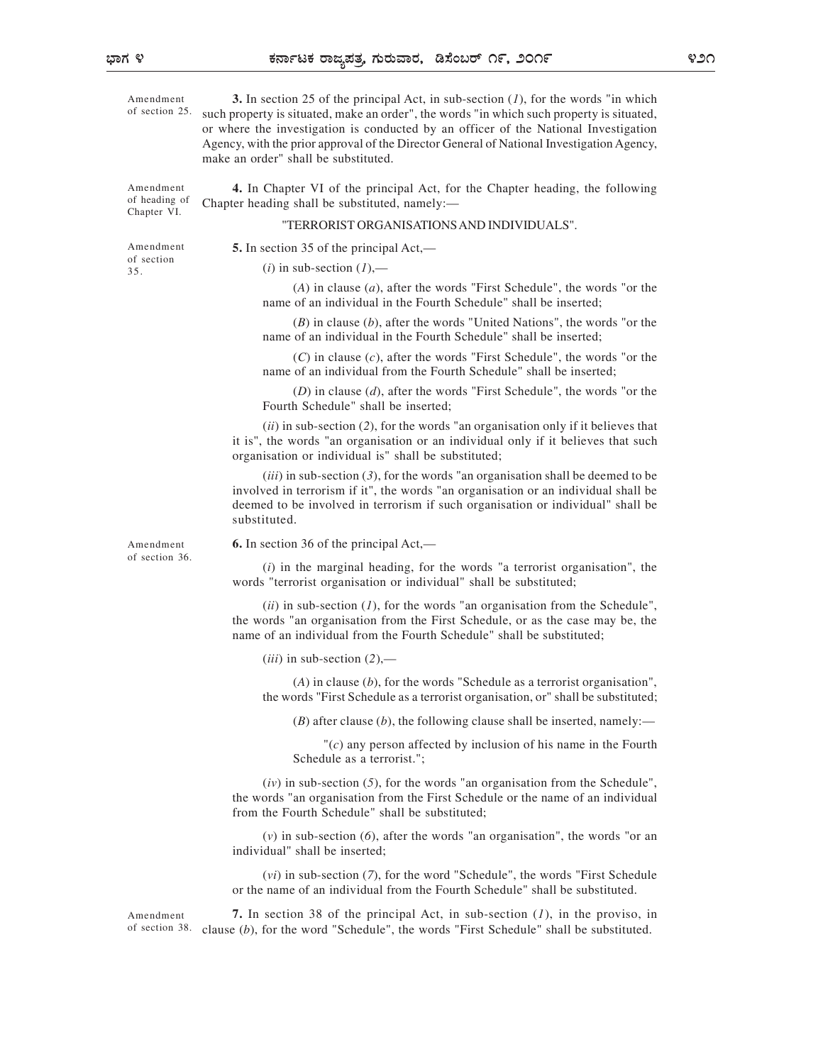Amendment of section 25.

**3.** In section 25 of the principal Act, in sub-section (*1*), for the words "in which such property is situated, make an order", the words "in which such property is situated, or where the investigation is conducted by an officer of the National Investigation Agency, with the prior approval of the Director General of National Investigation Agency, make an order" shall be substituted.

Amendment of heading of Chapter VI.

**4.** In Chapter VI of the principal Act, for the Chapter heading, the following Chapter heading shall be substituted, namely:—

"TERRORIST ORGANISATIONS AND INDIVIDUALS".

Amendment of section 35.

**5.** In section 35 of the principal Act,—

(*i*) in sub-section (*1*),—

(*A*) in clause (*a*), after the words "First Schedule", the words "or the name of an individual in the Fourth Schedule" shall be inserted;

(*B*) in clause (*b*), after the words "United Nations", the words "or the name of an individual in the Fourth Schedule" shall be inserted;

(*C*) in clause (*c*), after the words "First Schedule", the words "or the name of an individual from the Fourth Schedule" shall be inserted;

(*D*) in clause (*d*), after the words "First Schedule", the words "or the Fourth Schedule" shall be inserted;

(*ii*) in sub-section (*2*), for the words "an organisation only if it believes that it is", the words "an organisation or an individual only if it believes that such organisation or individual is" shall be substituted;

(*iii*) in sub-section (*3*), for the words "an organisation shall be deemed to be involved in terrorism if it", the words "an organisation or an individual shall be deemed to be involved in terrorism if such organisation or individual" shall be substituted.

Amendment of section 36.

**6.** In section 36 of the principal Act,—

(*i*) in the marginal heading, for the words "a terrorist organisation", the words "terrorist organisation or individual" shall be substituted;

(*ii*) in sub-section (*1*), for the words "an organisation from the Schedule", the words "an organisation from the First Schedule, or as the case may be, the name of an individual from the Fourth Schedule" shall be substituted;

(*iii*) in sub-section (*2*),—

(*A*) in clause (*b*), for the words "Schedule as a terrorist organisation", the words "First Schedule as a terrorist organisation, or" shall be substituted;

(*B*) after clause (*b*), the following clause shall be inserted, namely:—

"(*c*) any person affected by inclusion of his name in the Fourth Schedule as a terrorist.";

(*iv*) in sub-section (*5*), for the words "an organisation from the Schedule", the words "an organisation from the First Schedule or the name of an individual from the Fourth Schedule" shall be substituted;

(*v*) in sub-section (*6*), after the words "an organisation", the words "or an individual" shall be inserted;

(*vi*) in sub-section (*7*), for the word "Schedule", the words "First Schedule or the name of an individual from the Fourth Schedule" shall be substituted.

Amendment of section 38.

**7.** In section 38 of the principal Act, in sub-section (*1*), in the proviso, in clause (*b*), for the word "Schedule", the words "First Schedule" shall be substituted.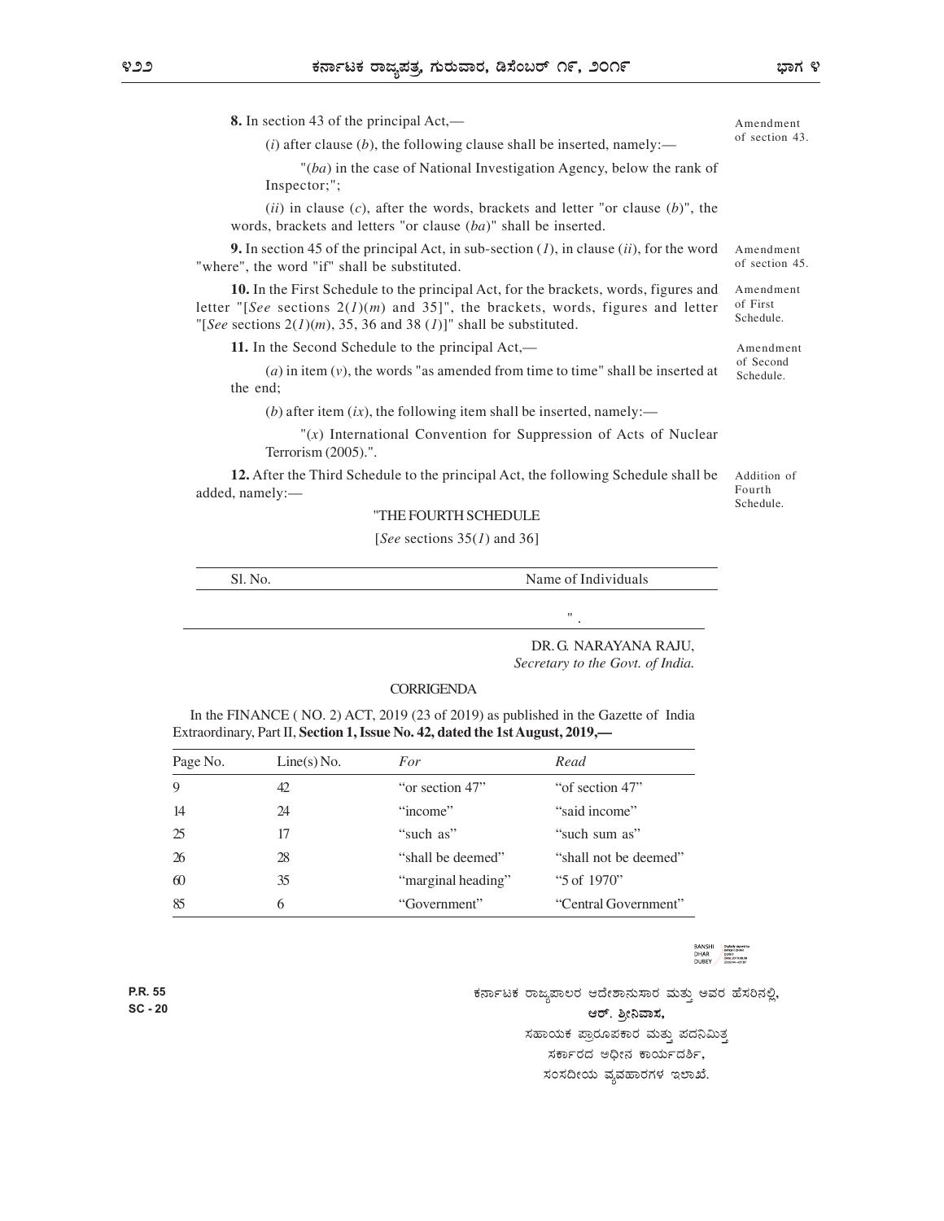**8.** In section 43 of the principal Act,—

Amendment of section 43.

(*i*) after clause (*b*), the following clause shall be inserted, namely:—

"(*ba*) in the case of National Investigation Agency, below the rank of Inspector;";

(*ii*) in clause (*c*), after the words, brackets and letter "or clause (*b*)", the words, brackets and letters "or clause (*ba*)" shall be inserted.

**9.** In section 45 of the principal Act, in sub-section (*1*), in clause (*ii*), for the word "where", the word "if" shall be substituted.

Amendment of section 45.

**10.** In the First Schedule to the principal Act, for the brackets, words, figures and letter "[*See* sections 2(*1*)(*m*) and 35]", the brackets, words, figures and letter "[*See* sections 2(*1*)(*m*), 35, 36 and 38 (*1*)]" shall be substituted.

Amendment of First Schedule.

**11.** In the Second Schedule to the principal Act,—

Amendment of Second Schedule.

(*a*) in item (*v*), the words "as amended from time to time" shall be inserted at the end;

(*b*) after item (*ix*), the following item shall be inserted, namely:—

"(*x*) International Convention for Suppression of Acts of Nuclear Terrorism (2005).".

**12.** After the Third Schedule to the principal Act, the following Schedule shall be added, namely:—

Addition of Fourth Schedule.

"THE FOURTH SCHEDULE

[*See* sections 35(*1*) and 36]

| Sl. No. | Name of Individuals |
|---|---|
| | ". |

DR. G. NARAYANA RAJU,
*Secretary to the Govt. of India.*

CORRIGENDA

In the FINANCE ( NO. 2) ACT, 2019 (23 of 2019) as published in the Gazette of India Extraordinary, Part II, **Section 1, Issue No. 42, dated the 1st August, 2019,—**

| Page No. | Line(s) No. | *For* | *Read* |
|---|---|---|---|
| 9 | 42 | "or section 47" | "of section 47" |
| 14 | 24 | "income" | "said income" |
| 25 | 17 | "such as" | "such sum as" |
| 26 | 28 | "shall be deemed" | "shall not be deemed" |
| 60 | 35 | "marginal heading" | "5 of 1970" |
| 85 | 6 | "Government" | "Central Government" |

P.R. 55
SC - 20

ಕರ್ನಾಟಕ ರಾಜ್ಯಪಾಲರ ಆದೇಶಾನುಸಾರ ಮತ್ತು ಅವರ ಹೆಸರಿನಲ್ಲಿ,

**ಆರ್. ಶ್ರೀನಿವಾಸ,**

ಸಹಾಯಕ ಪ್ರಾರೂಪಕಾರ ಮತ್ತು ಪದನಿಮಿತ್ತ
ಸರ್ಕಾರದ ಅಧೀನ ಕಾರ್ಯದರ್ಶಿ,
ಸಂಸದೀಯ ವ್ಯವಹಾರಗಳ ಇಲಾಖೆ.